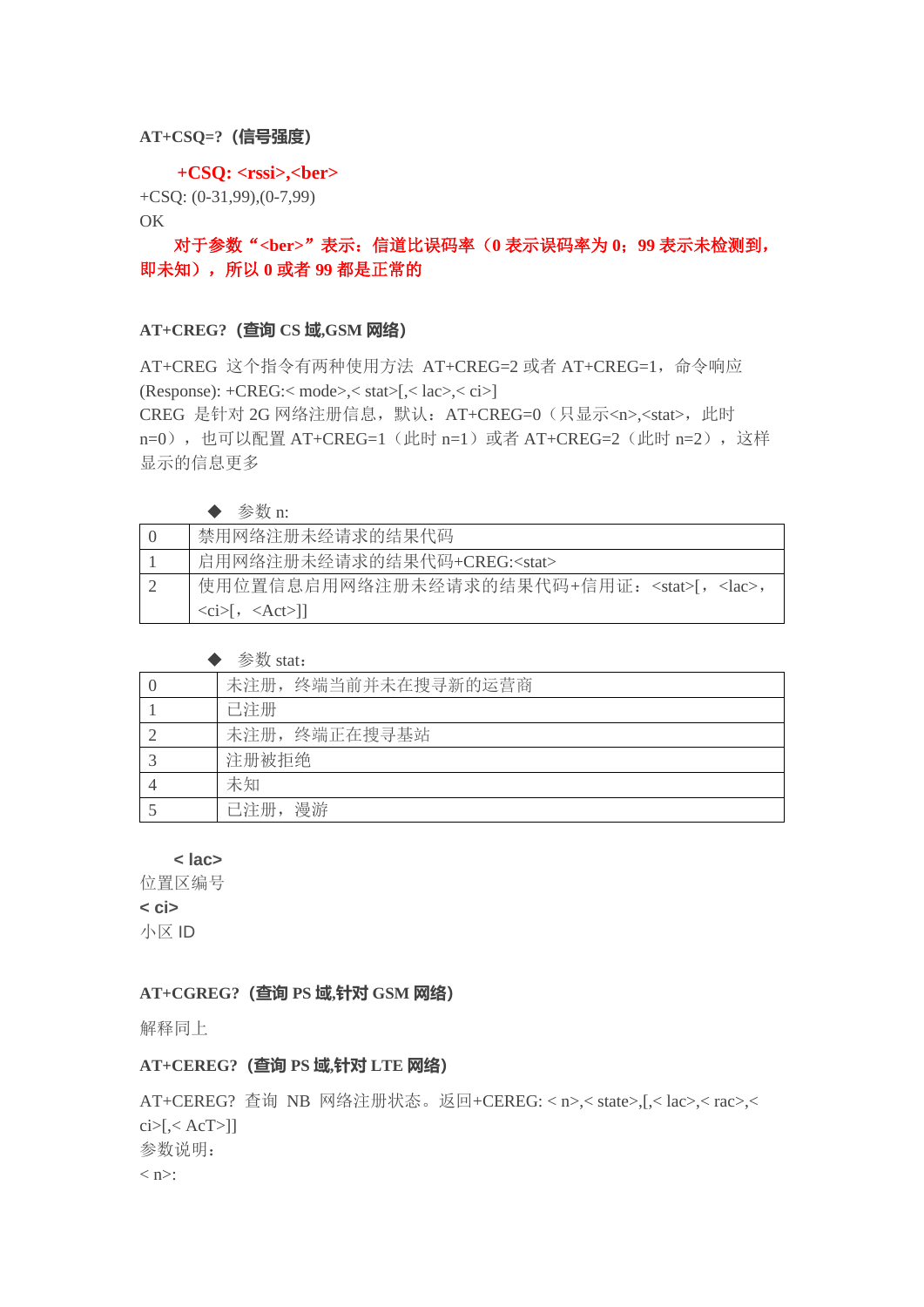**AT+CSQ=?（信号强度）**

**+CSQ: <rssi>,<ber>**

+CSQ: (0-31,99),(0-7,99)
OK

**对于参数“<ber>”表示：信道比误码率（0 表示误码率为 0；99 表示未检测到，即未知），所以 0 或者 99 都是正常的**

**AT+CREG?（查询 CS 域,GSM 网络）**

AT+CREG 这个指令有两种使用方法 AT+CREG=2 或者 AT+CREG=1，命令响应(Response): +CREG:< mode>,< stat>[,< lac>,< ci>]
CREG 是针对 2G 网络注册信息，默认：AT+CREG=0（只显示<n>,<stat>，此时 n=0），也可以配置 AT+CREG=1（此时 n=1）或者 AT+CREG=2（此时 n=2），这样显示的信息更多

◆ 参数 n:

| | |
|---|---|
| 0 | 禁用网络注册未经请求的结果代码 |
| 1 | 启用网络注册未经请求的结果代码+CREG:<stat> |
| 2 | 使用位置信息启用网络注册未经请求的结果代码+信用证：<stat>[，<lac>，<ci>[，<Act>]] |

◆ 参数 stat：

| | |
|---|---|
| 0 | 未注册，终端当前并未在搜寻新的运营商 |
| 1 | 已注册 |
| 2 | 未注册，终端正在搜寻基站 |
| 3 | 注册被拒绝 |
| 4 | 未知 |
| 5 | 已注册，漫游 |

**< lac>**
位置区编号
**< ci>**
小区 ID

**AT+CGREG?（查询 PS 域,针对 GSM 网络）**

解释同上

**AT+CEREG?（查询 PS 域,针对 LTE 网络）**

AT+CEREG? 查询 NB 网络注册状态。返回+CEREG: < n>,< state>,[,< lac>,< rac>,< ci>[,< AcT>]]
参数说明：
< n>: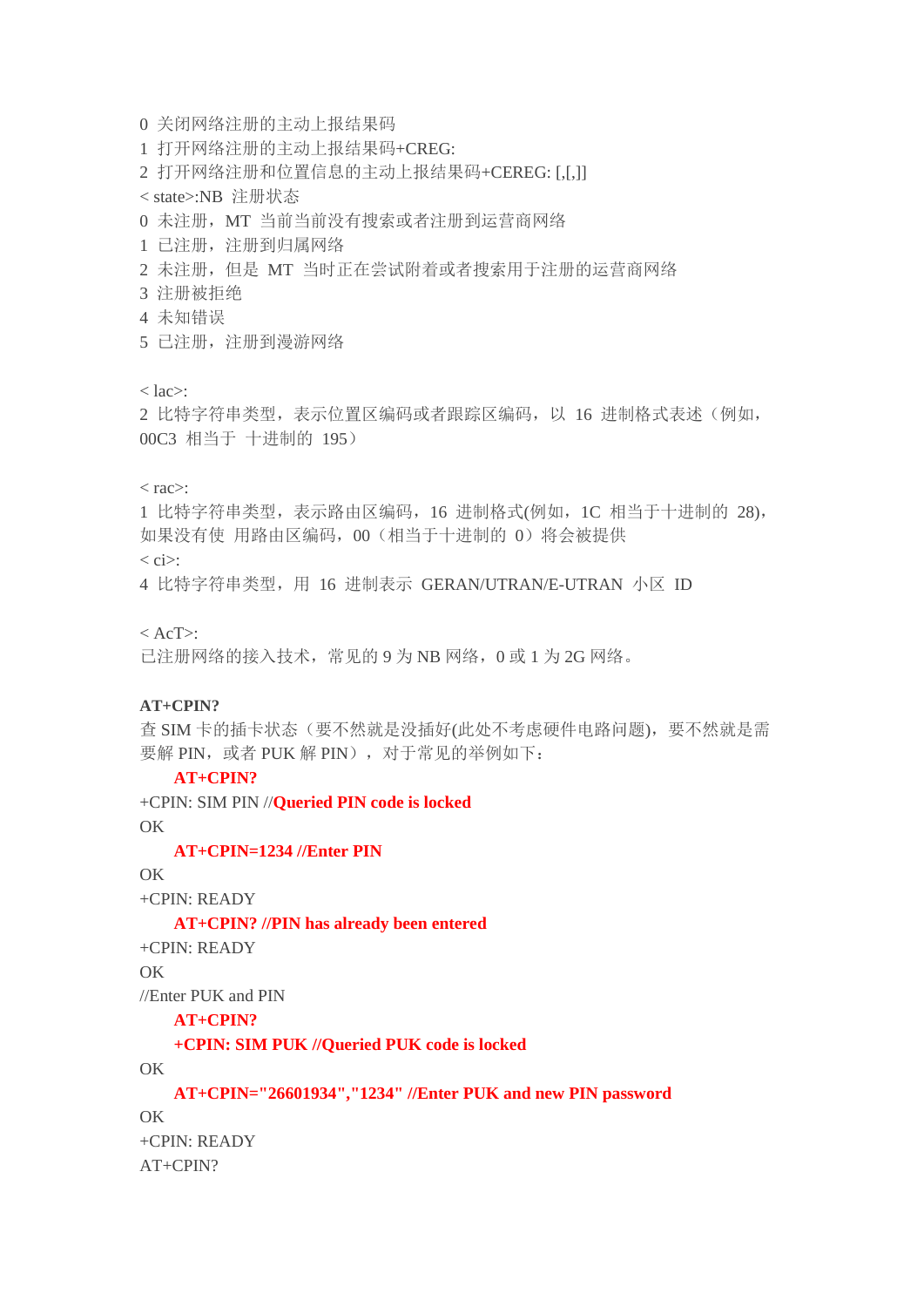0 关闭网络注册的主动上报结果码
1 打开网络注册的主动上报结果码+CREG:
2 打开网络注册和位置信息的主动上报结果码+CEREG: [,[,]]
< state>:NB 注册状态
0 未注册，MT 当前当前没有搜索或者注册到运营商网络
1 已注册，注册到归属网络
2 未注册，但是 MT 当时正在尝试附着或者搜索用于注册的运营商网络
3 注册被拒绝
4 未知错误
5 已注册，注册到漫游网络

< lac>:
2 比特字符串类型，表示位置区编码或者跟踪区编码，以 16 进制格式表述（例如，00C3 相当于 十进制的 195）

< rac>:
1 比特字符串类型，表示路由区编码，16 进制格式(例如，1C 相当于十进制的 28)，如果没有使 用路由区编码，00（相当于十进制的 0）将会被提供
< ci>:
4 比特字符串类型，用 16 进制表示 GERAN/UTRAN/E-UTRAN 小区 ID

< AcT>:
已注册网络的接入技术，常见的 9 为 NB 网络，0 或 1 为 2G 网络。

**AT+CPIN?**
查 SIM 卡的插卡状态（要不然就是没插好(此处不考虑硬件电路问题)，要不然就是需要解 PIN，或者 PUK 解 PIN），对于常见的举例如下：

```
    AT+CPIN?
+CPIN: SIM PIN //Queried PIN code is locked
OK
    AT+CPIN=1234 //Enter PIN
OK
+CPIN: READY
    AT+CPIN? //PIN has already been entered
+CPIN: READY
OK
//Enter PUK and PIN
    AT+CPIN?
    +CPIN: SIM PUK //Queried PUK code is locked
OK
    AT+CPIN="26601934","1234" //Enter PUK and new PIN password
OK
+CPIN: READY
AT+CPIN?
```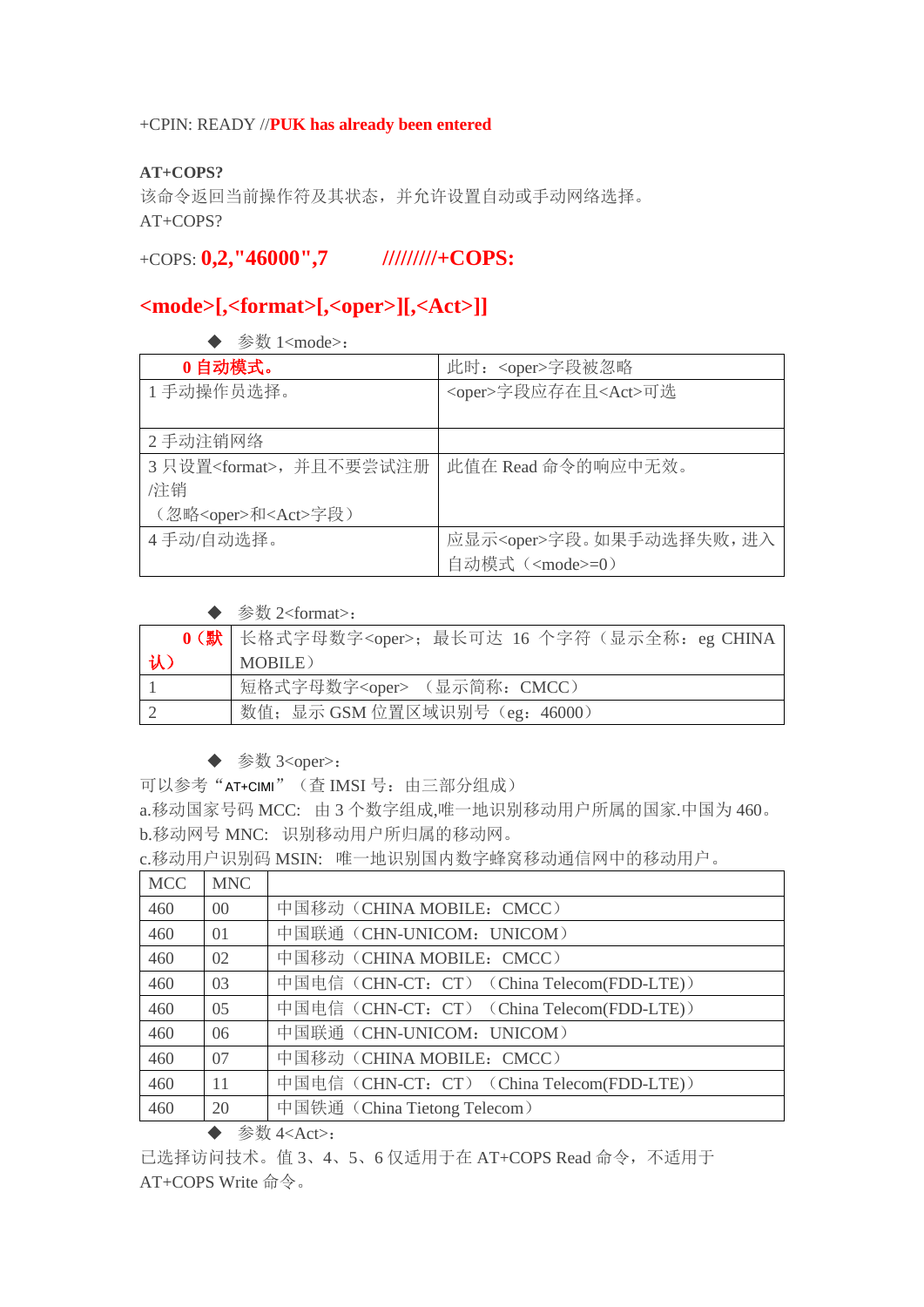+CPIN: READY //**PUK has already been entered**

**AT+COPS?**

该命令返回当前操作符及其状态，并允许设置自动或手动网络选择。

AT+COPS?

+COPS: **0,2,"46000",7** **/////////+COPS:**

**<mode>[,<format>[,<oper>][,<Act>]]**

◆ 参数 1<mode>:

| **0 自动模式。** | 此时：<oper>字段被忽略 |
|---|---|
| 1 手动操作员选择。 | <oper>字段应存在且<Act>可选 |
| 2 手动注销网络 | |
| 3 只设置<format>，并且不要尝试注册/注销（忽略<oper>和<Act>字段） | 此值在 Read 命令的响应中无效。 |
| 4 手动/自动选择。 | 应显示<oper>字段。如果手动选择失败，进入自动模式（<mode>=0） |

◆ 参数 2<format>:

| **0（默认）** | 长格式字母数字<oper>；最长可达 16 个字符（显示全称：eg CHINA MOBILE） |
|---|---|
| 1 | 短格式字母数字<oper> （显示简称：CMCC） |
| 2 | 数值；显示 GSM 位置区域识别号（eg：46000） |

◆ 参数 3<oper>:

可以参考“AT+CIMI”（查 IMSI 号：由三部分组成）

a.移动国家号码 MCC: 由 3 个数字组成,唯一地识别移动用户所属的国家.中国为 460。

b.移动网号 MNC: 识别移动用户所归属的移动网。

c.移动用户识别码 MSIN: 唯一地识别国内数字蜂窝移动通信网中的移动用户。

| MCC | MNC | |
|---|---|---|
| 460 | 00 | 中国移动（CHINA MOBILE：CMCC） |
| 460 | 01 | 中国联通（CHN-UNICOM：UNICOM） |
| 460 | 02 | 中国移动（CHINA MOBILE：CMCC） |
| 460 | 03 | 中国电信（CHN-CT：CT）（China Telecom(FDD-LTE)） |
| 460 | 05 | 中国电信（CHN-CT：CT）（China Telecom(FDD-LTE)） |
| 460 | 06 | 中国联通（CHN-UNICOM：UNICOM） |
| 460 | 07 | 中国移动（CHINA MOBILE：CMCC） |
| 460 | 11 | 中国电信（CHN-CT：CT）（China Telecom(FDD-LTE)） |
| 460 | 20 | 中国铁通（China Tietong Telecom） |

◆ 参数 4<Act>:

已选择访问技术。值 3、4、5、6 仅适用于在 AT+COPS Read 命令，不适用于 AT+COPS Write 命令。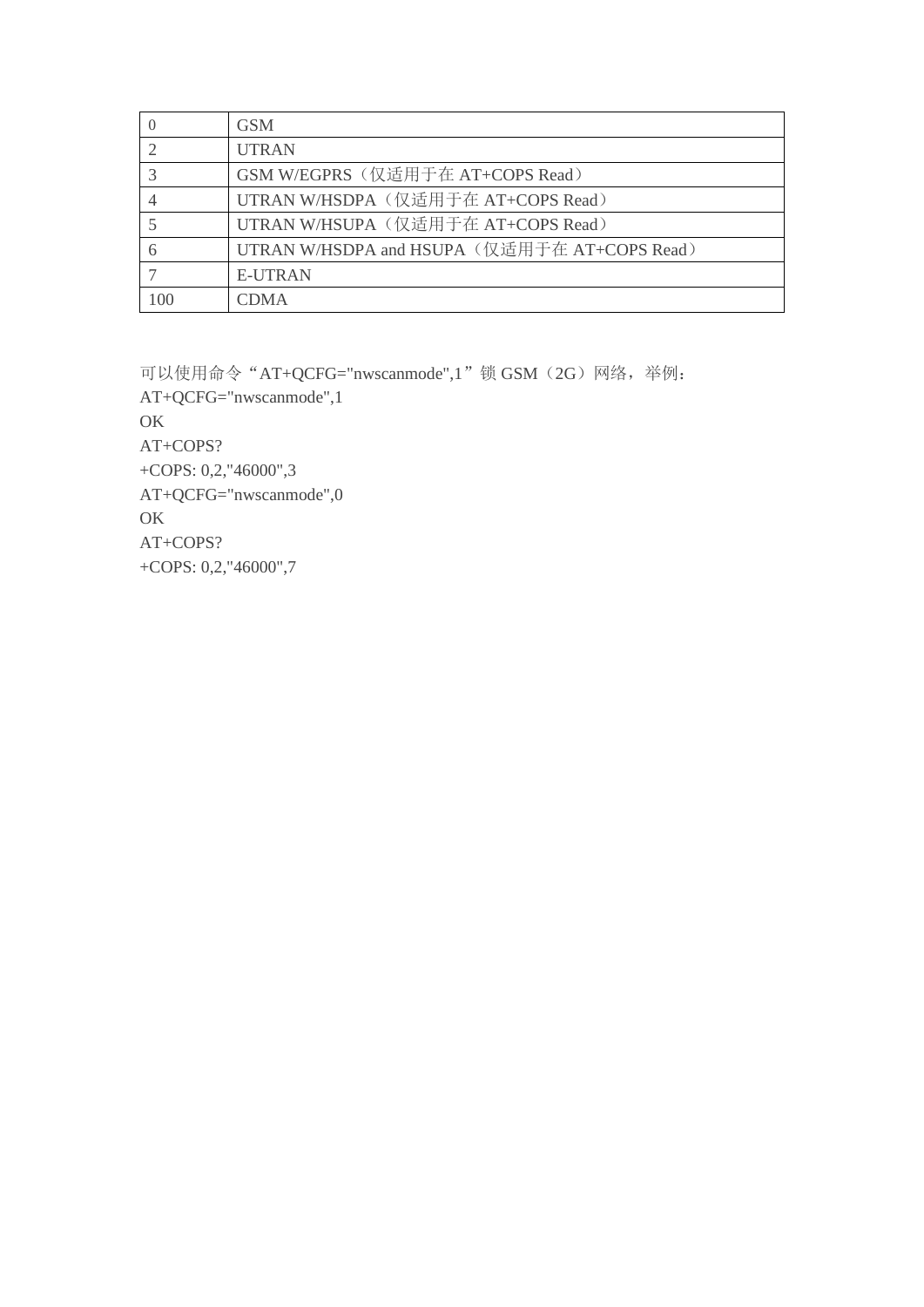| | |
|---|---|
| 0 | GSM |
| 2 | UTRAN |
| 3 | GSM W/EGPRS（仅适用于在 AT+COPS Read） |
| 4 | UTRAN W/HSDPA（仅适用于在 AT+COPS Read） |
| 5 | UTRAN W/HSUPA（仅适用于在 AT+COPS Read） |
| 6 | UTRAN W/HSDPA and HSUPA（仅适用于在 AT+COPS Read） |
| 7 | E-UTRAN |
| 100 | CDMA |

可以使用命令“AT+QCFG="nwscanmode",1”锁 GSM（2G）网络，举例：

```
AT+QCFG="nwscanmode",1
OK
AT+COPS?
+COPS: 0,2,"46000",3
AT+QCFG="nwscanmode",0
OK
AT+COPS?
+COPS: 0,2,"46000",7
```